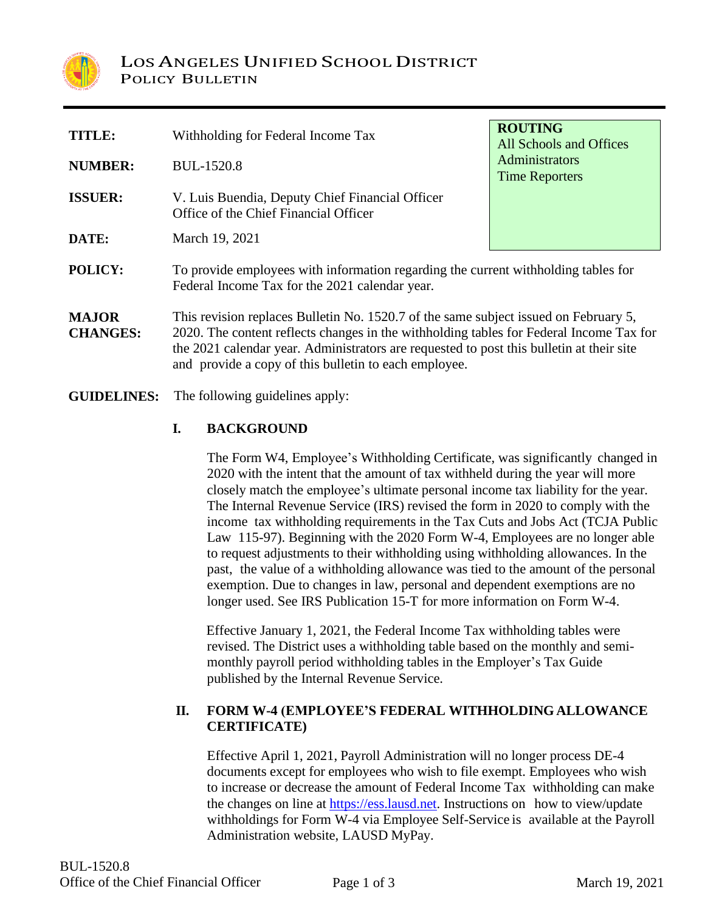# LOS ANGELES UNIFIED SCHOOL DISTRICT
## POLICY BULLETIN

| | |
|---|---|
| **TITLE:** | Withholding for Federal Income Tax |
| **NUMBER:** | BUL-1520.8 |
| **ISSUER:** | V. Luis Buendia, Deputy Chief Financial Officer<br>Office of the Chief Financial Officer |
| **DATE:** | March 19, 2021 |

**ROUTING**
All Schools and Offices
Administrators
Time Reporters

**POLICY:** To provide employees with information regarding the current withholding tables for Federal Income Tax for the 2021 calendar year.

**MAJOR CHANGES:** This revision replaces Bulletin No. 1520.7 of the same subject issued on February 5, 2020. The content reflects changes in the withholding tables for Federal Income Tax for the 2021 calendar year. Administrators are requested to post this bulletin at their site and provide a copy of this bulletin to each employee.

**GUIDELINES:** The following guidelines apply:

### I. BACKGROUND

The Form W4, Employee's Withholding Certificate, was significantly changed in 2020 with the intent that the amount of tax withheld during the year will more closely match the employee's ultimate personal income tax liability for the year. The Internal Revenue Service (IRS) revised the form in 2020 to comply with the income tax withholding requirements in the Tax Cuts and Jobs Act (TCJA Public Law 115-97). Beginning with the 2020 Form W-4, Employees are no longer able to request adjustments to their withholding using withholding allowances. In the past, the value of a withholding allowance was tied to the amount of the personal exemption. Due to changes in law, personal and dependent exemptions are no longer used. See IRS Publication 15-T for more information on Form W-4.

Effective January 1, 2021, the Federal Income Tax withholding tables were revised. The District uses a withholding table based on the monthly and semi-monthly payroll period withholding tables in the Employer's Tax Guide published by the Internal Revenue Service.

### II. FORM W-4 (EMPLOYEE'S FEDERAL WITHHOLDING ALLOWANCE CERTIFICATE)

Effective April 1, 2021, Payroll Administration will no longer process DE-4 documents except for employees who wish to file exempt. Employees who wish to increase or decrease the amount of Federal Income Tax withholding can make the changes on line at [https://ess.lausd.net](https://ess.lausd.net). Instructions on how to view/update withholdings for Form W-4 via Employee Self-Service is available at the Payroll Administration website, LAUSD MyPay.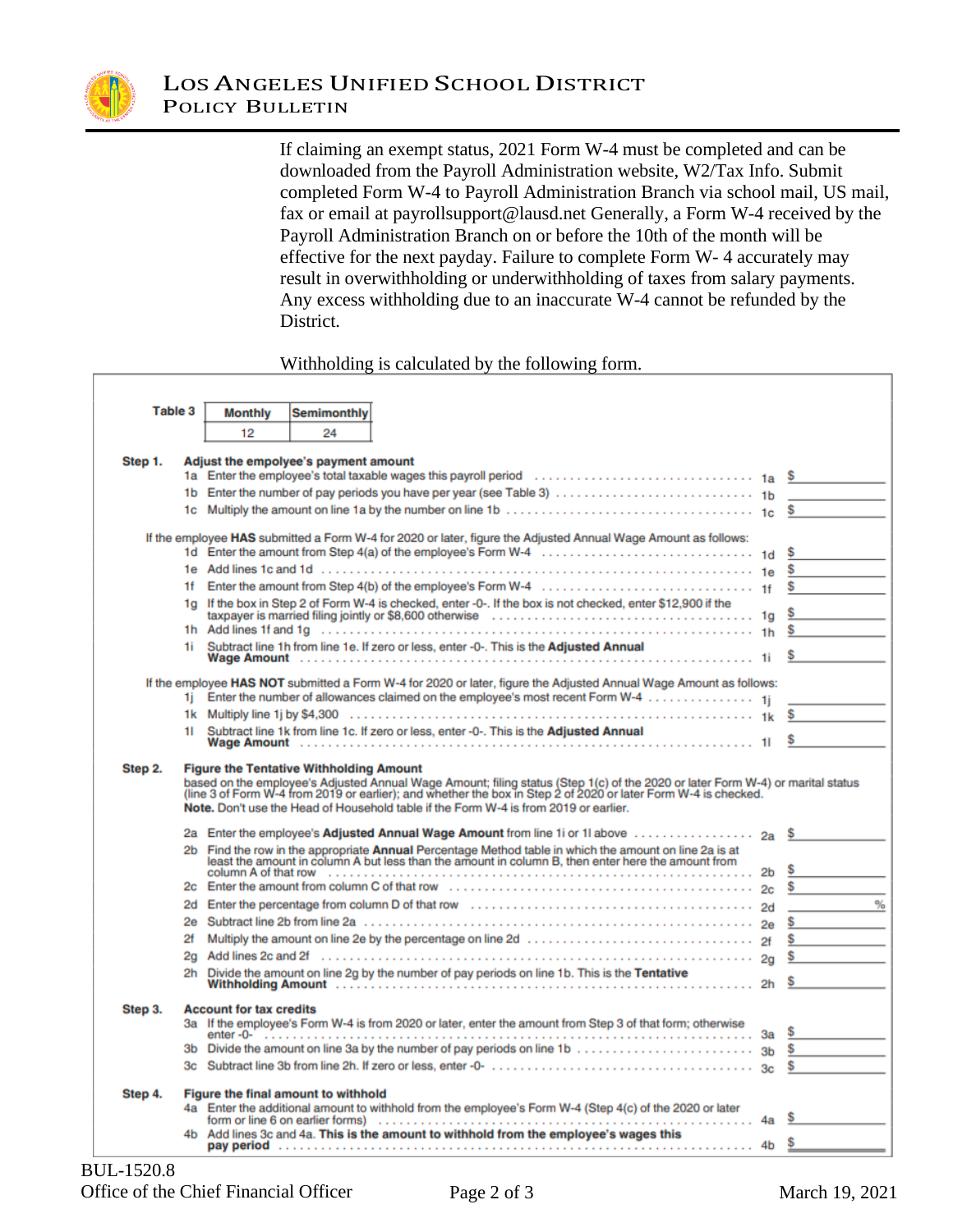If claiming an exempt status, 2021 Form W-4 must be completed and can be downloaded from the Payroll Administration website, W2/Tax Info. Submit completed Form W-4 to Payroll Administration Branch via school mail, US mail, fax or email at payrollsupport@lausd.net Generally, a Form W-4 received by the Payroll Administration Branch on or before the 10th of the month will be effective for the next payday. Failure to complete Form W- 4 accurately may result in overwithholding or underwithholding of taxes from salary payments. Any excess withholding due to an inaccurate W-4 cannot be refunded by the District.

Withholding is calculated by the following form.

**Table 3**

| Monthly | Semimonthly |
|---|---|
| 12 | 24 |

**Step 1. Adjust the empolyee's payment amount**

- 1a Enter the employee's total taxable wages this payroll period . . . . . 1a $______
- 1b Enter the number of pay periods you have per year (see Table 3) . . . . . 1b ______
- 1c Multiply the amount on line 1a by the number on line 1b . . . . . 1c $______

If the employee **HAS** submitted a Form W-4 for 2020 or later, figure the Adjusted Annual Wage Amount as follows:

- 1d Enter the amount from Step 4(a) of the employee's Form W-4 . . . . . 1d $______
- 1e Add lines 1c and 1d . . . . . 1e $______
- 1f Enter the amount from Step 4(b) of the employee's Form W-4 . . . . . 1f $______
- 1g If the box in Step 2 of Form W-4 is checked, enter -0-. If the box is not checked, enter $12,900 if the taxpayer is married filing jointly or $8,600 otherwise . . . . . 1g $______
- 1h Add lines 1f and 1g . . . . . 1h $______
- 1i Subtract line 1h from line 1e. If zero or less, enter -0-. This is the **Adjusted Annual Wage Amount** . . . . . 1i $______

If the employee **HAS NOT** submitted a Form W-4 for 2020 or later, figure the Adjusted Annual Wage Amount as follows:

- 1j Enter the number of allowances claimed on the employee's most recent Form W-4 . . . . . 1j ______
- 1k Multiply line 1j by $4,300 . . . . . 1k $______
- 1l Subtract line 1k from line 1c. If zero or less, enter -0-. This is the **Adjusted Annual Wage Amount** . . . . . 1l $______

**Step 2. Figure the Tentative Withholding Amount**

based on the employee's Adjusted Annual Wage Amount; filing status (Step 1(c) of the 2020 or later Form W-4) or marital status (line 3 of Form W-4 from 2019 or earlier); and whether the box in Step 2 of 2020 or later Form W-4 is checked.
**Note.** Don't use the Head of Household table if the Form W-4 is from 2019 or earlier.

- 2a Enter the employee's **Adjusted Annual Wage Amount** from line 1i or 1l above . . . . . 2a $______
- 2b Find the row in the appropriate **Annual** Percentage Method table in which the amount on line 2a is at least the amount in column A but less than the amount in column B, then enter here the amount from column A of that row . . . . . 2b $______
- 2c Enter the amount from column C of that row . . . . . 2c $______
- 2d Enter the percentage from column D of that row . . . . . 2d ______%
- 2e Subtract line 2b from line 2a . . . . . 2e $______
- 2f Multiply the amount on line 2e by the percentage on line 2d . . . . . 2f $______
- 2g Add lines 2c and 2f . . . . . 2g $______
- 2h Divide the amount on line 2g by the number of pay periods on line 1b. This is the **Tentative Withholding Amount** . . . . . 2h $______

**Step 3. Account for tax credits**

- 3a If the employee's Form W-4 is from 2020 or later, enter the amount from Step 3 of that form; otherwise enter -0- . . . . . 3a $______
- 3b Divide the amount on line 3a by the number of pay periods on line 1b . . . . . 3b $______
- 3c Subtract line 3b from line 2h. If zero or less, enter -0- . . . . . 3c $______

**Step 4. Figure the final amount to withhold**

- 4a Enter the additional amount to withhold from the employee's Form W-4 (Step 4(c) of the 2020 or later form or line 6 on earlier forms) . . . . . 4a $______
- 4b Add lines 3c and 4a. **This is the amount to withhold from the employee's wages this pay period** . . . . . 4b $______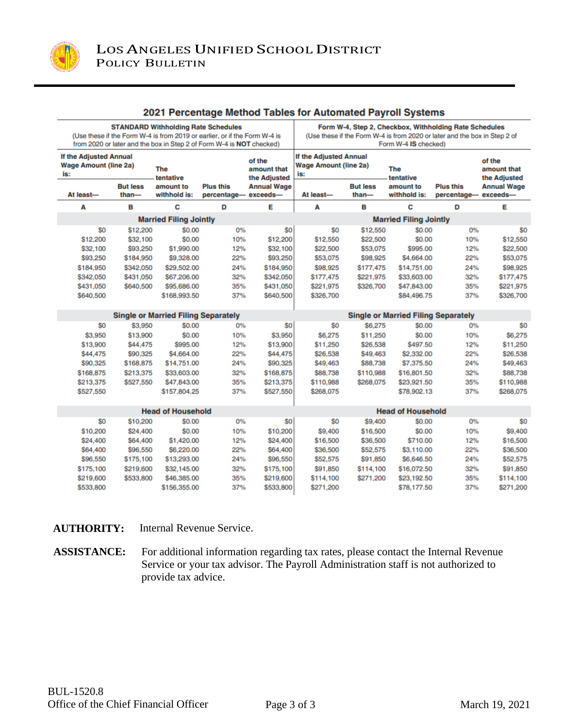## 2021 Percentage Method Tables for Automated Payroll Systems

| STANDARD Withholding Rate Schedules (Use these if the Form W-4 is from 2019 or earlier, or if the Form W-4 is from 2020 or later and the box in Step 2 of Form W-4 is **NOT** checked) | | | | | Form W-4, Step 2, Checkbox, Withholding Rate Schedules (Use these if the Form W-4 is from 2020 or later and the box in Step 2 of Form W-4 **IS** checked) | | | | |
|---|---|---|---|---|---|---|---|---|---|
| If the Adjusted Annual Wage Amount (line 2a) is: | | The tentative amount to withhold is: | Plus this percentage— | of the amount that the Adjusted Annual Wage exceeds— | If the Adjusted Annual Wage Amount (line 2a) is: | | The tentative amount to withhold is: | Plus this percentage— | of the amount that the Adjusted Annual Wage exceeds— |
| At least— | But less than— | | | | At least— | But less than— | | | |
| A | B | C | D | E | A | B | C | D | E |
| **Married Filing Jointly** | | | | | **Married Filing Jointly** | | | | |
| $0 | $12,200 | $0.00 | 0% | $0 | $0 | $12,550 | $0.00 | 0% | $0 |
| $12,200 | $32,100 | $0.00 | 10% | $12,200 | $12,550 | $22,500 | $0.00 | 10% | $12,550 |
| $32,100 | $93,250 | $1,990.00 | 12% | $32,100 | $22,500 | $53,075 | $995.00 | 12% | $22,500 |
| $93,250 | $184,950 | $9,328.00 | 22% | $93,250 | $53,075 | $98,925 | $4,664.00 | 22% | $53,075 |
| $184,950 | $342,050 | $29,502.00 | 24% | $184,950 | $98,925 | $177,475 | $14,751.00 | 24% | $98,925 |
| $342,050 | $431,050 | $67,206.00 | 32% | $342,050 | $177,475 | $221,975 | $33,603.00 | 32% | $177,475 |
| $431,050 | $640,500 | $95,686.00 | 35% | $431,050 | $221,975 | $326,700 | $47,843.00 | 35% | $221,975 |
| $640,500 | | $168,993.50 | 37% | $640,500 | $326,700 | | $84,496.75 | 37% | $326,700 |
| **Single or Married Filing Separately** | | | | | **Single or Married Filing Separately** | | | | |
| $0 | $3,950 | $0.00 | 0% | $0 | $0 | $6,275 | $0.00 | 0% | $0 |
| $3,950 | $13,900 | $0.00 | 10% | $3,950 | $6,275 | $11,250 | $0.00 | 10% | $6,275 |
| $13,900 | $44,475 | $995.00 | 12% | $13,900 | $11,250 | $26,538 | $497.50 | 12% | $11,250 |
| $44,475 | $90,325 | $4,664.00 | 22% | $44,475 | $26,538 | $49,463 | $2,332.00 | 22% | $26,538 |
| $90,325 | $168,875 | $14,751.00 | 24% | $90,325 | $49,463 | $88,738 | $7,375.50 | 24% | $49,463 |
| $168,875 | $213,375 | $33,603.00 | 32% | $168,875 | $88,738 | $110,988 | $16,801.50 | 32% | $88,738 |
| $213,375 | $527,550 | $47,843.00 | 35% | $213,375 | $110,988 | $268,075 | $23,921.50 | 35% | $110,988 |
| $527,550 | | $157,804.25 | 37% | $527,550 | $268,075 | | $78,902.13 | 37% | $268,075 |
| **Head of Household** | | | | | **Head of Household** | | | | |
| $0 | $10,200 | $0.00 | 0% | $0 | $0 | $9,400 | $0.00 | 0% | $0 |
| $10,200 | $24,400 | $0.00 | 10% | $10,200 | $9,400 | $16,500 | $0.00 | 10% | $9,400 |
| $24,400 | $64,400 | $1,420.00 | 12% | $24,400 | $16,500 | $36,500 | $710.00 | 12% | $16,500 |
| $64,400 | $96,550 | $6,220.00 | 22% | $64,400 | $36,500 | $52,575 | $3,110.00 | 22% | $36,500 |
| $96,550 | $175,100 | $13,293.00 | 24% | $96,550 | $52,575 | $91,850 | $6,646.50 | 24% | $52,575 |
| $175,100 | $219,600 | $32,145.00 | 32% | $175,100 | $91,850 | $114,100 | $16,072.50 | 32% | $91,850 |
| $219,600 | $533,800 | $46,385.00 | 35% | $219,600 | $114,100 | $271,200 | $23,192.50 | 35% | $114,100 |
| $533,800 | | $156,355.00 | 37% | $533,800 | $271,200 | | $78,177.50 | 37% | $271,200 |

**AUTHORITY:** Internal Revenue Service.

**ASSISTANCE:** For additional information regarding tax rates, please contact the Internal Revenue Service or your tax advisor. The Payroll Administration staff is not authorized to provide tax advice.